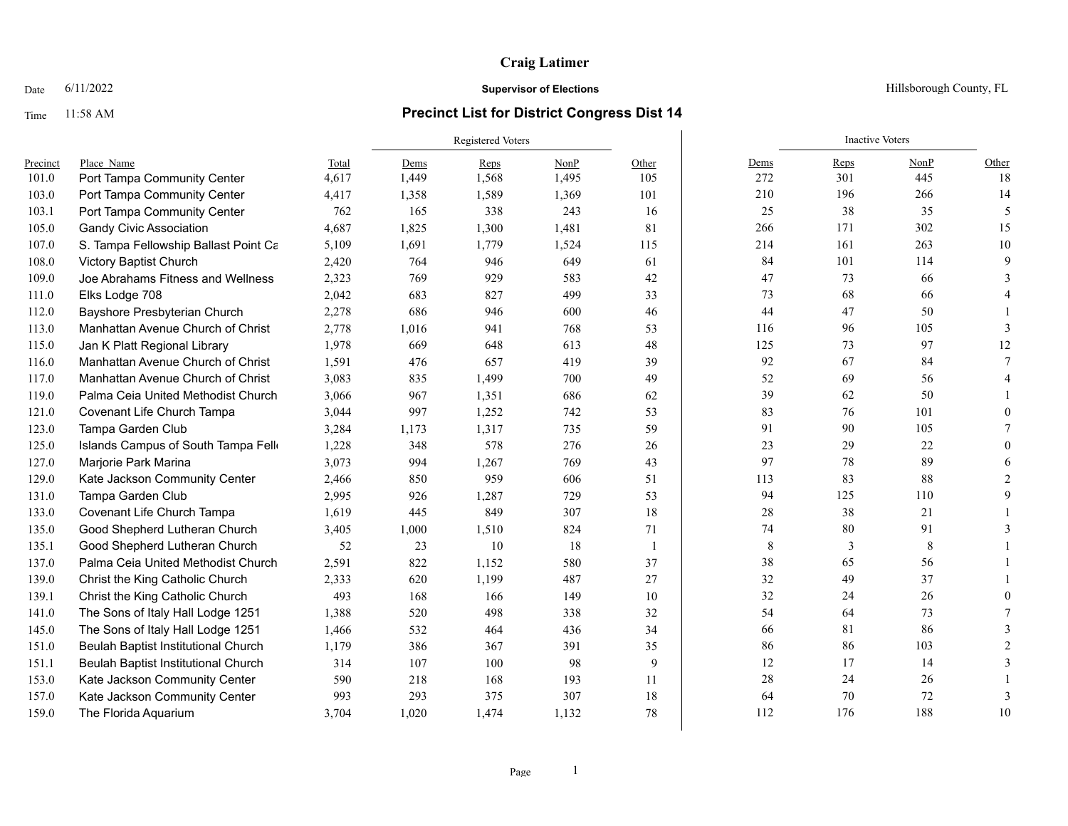# Craig Latimer

Date 6/11/2022 **Supervisor of Elections** Hillsborough County, FL

Time 11:58 AM

## Precinct List for District Congress Dist 14

| Precinct | Place_Name | Total | Registered Voters | | | | Inactive Voters | | | |
|---|---|---|---|---|---|---|---|---|---|---|
| | | | Dems | Reps | NonP | Other | Dems | Reps | NonP | Other |
| 101.0 | Port Tampa Community Center | 4,617 | 1,449 | 1,568 | 1,495 | 105 | 272 | 301 | 445 | 18 |
| 103.0 | Port Tampa Community Center | 4,417 | 1,358 | 1,589 | 1,369 | 101 | 210 | 196 | 266 | 14 |
| 103.1 | Port Tampa Community Center | 762 | 165 | 338 | 243 | 16 | 25 | 38 | 35 | 5 |
| 105.0 | Gandy Civic Association | 4,687 | 1,825 | 1,300 | 1,481 | 81 | 266 | 171 | 302 | 15 |
| 107.0 | S. Tampa Fellowship Ballast Point Ca | 5,109 | 1,691 | 1,779 | 1,524 | 115 | 214 | 161 | 263 | 10 |
| 108.0 | Victory Baptist Church | 2,420 | 764 | 946 | 649 | 61 | 84 | 101 | 114 | 9 |
| 109.0 | Joe Abrahams Fitness and Wellness | 2,323 | 769 | 929 | 583 | 42 | 47 | 73 | 66 | 3 |
| 111.0 | Elks Lodge 708 | 2,042 | 683 | 827 | 499 | 33 | 73 | 68 | 66 | 4 |
| 112.0 | Bayshore Presbyterian Church | 2,278 | 686 | 946 | 600 | 46 | 44 | 47 | 50 | 1 |
| 113.0 | Manhattan Avenue Church of Christ | 2,778 | 1,016 | 941 | 768 | 53 | 116 | 96 | 105 | 3 |
| 115.0 | Jan K Platt Regional Library | 1,978 | 669 | 648 | 613 | 48 | 125 | 73 | 97 | 12 |
| 116.0 | Manhattan Avenue Church of Christ | 1,591 | 476 | 657 | 419 | 39 | 92 | 67 | 84 | 7 |
| 117.0 | Manhattan Avenue Church of Christ | 3,083 | 835 | 1,499 | 700 | 49 | 52 | 69 | 56 | 4 |
| 119.0 | Palma Ceia United Methodist Church | 3,066 | 967 | 1,351 | 686 | 62 | 39 | 62 | 50 | 1 |
| 121.0 | Covenant Life Church Tampa | 3,044 | 997 | 1,252 | 742 | 53 | 83 | 76 | 101 | 0 |
| 123.0 | Tampa Garden Club | 3,284 | 1,173 | 1,317 | 735 | 59 | 91 | 90 | 105 | 7 |
| 125.0 | Islands Campus of South Tampa Fell | 1,228 | 348 | 578 | 276 | 26 | 23 | 29 | 22 | 0 |
| 127.0 | Marjorie Park Marina | 3,073 | 994 | 1,267 | 769 | 43 | 97 | 78 | 89 | 6 |
| 129.0 | Kate Jackson Community Center | 2,466 | 850 | 959 | 606 | 51 | 113 | 83 | 88 | 2 |
| 131.0 | Tampa Garden Club | 2,995 | 926 | 1,287 | 729 | 53 | 94 | 125 | 110 | 9 |
| 133.0 | Covenant Life Church Tampa | 1,619 | 445 | 849 | 307 | 18 | 28 | 38 | 21 | 1 |
| 135.0 | Good Shepherd Lutheran Church | 3,405 | 1,000 | 1,510 | 824 | 71 | 74 | 80 | 91 | 3 |
| 135.1 | Good Shepherd Lutheran Church | 52 | 23 | 10 | 18 | 1 | 8 | 3 | 8 | 1 |
| 137.0 | Palma Ceia United Methodist Church | 2,591 | 822 | 1,152 | 580 | 37 | 38 | 65 | 56 | 1 |
| 139.0 | Christ the King Catholic Church | 2,333 | 620 | 1,199 | 487 | 27 | 32 | 49 | 37 | 1 |
| 139.1 | Christ the King Catholic Church | 493 | 168 | 166 | 149 | 10 | 32 | 24 | 26 | 0 |
| 141.0 | The Sons of Italy Hall Lodge 1251 | 1,388 | 520 | 498 | 338 | 32 | 54 | 64 | 73 | 7 |
| 145.0 | The Sons of Italy Hall Lodge 1251 | 1,466 | 532 | 464 | 436 | 34 | 66 | 81 | 86 | 3 |
| 151.0 | Beulah Baptist Institutional Church | 1,179 | 386 | 367 | 391 | 35 | 86 | 86 | 103 | 2 |
| 151.1 | Beulah Baptist Institutional Church | 314 | 107 | 100 | 98 | 9 | 12 | 17 | 14 | 3 |
| 153.0 | Kate Jackson Community Center | 590 | 218 | 168 | 193 | 11 | 28 | 24 | 26 | 1 |
| 157.0 | Kate Jackson Community Center | 993 | 293 | 375 | 307 | 18 | 64 | 70 | 72 | 3 |
| 159.0 | The Florida Aquarium | 3,704 | 1,020 | 1,474 | 1,132 | 78 | 112 | 176 | 188 | 10 |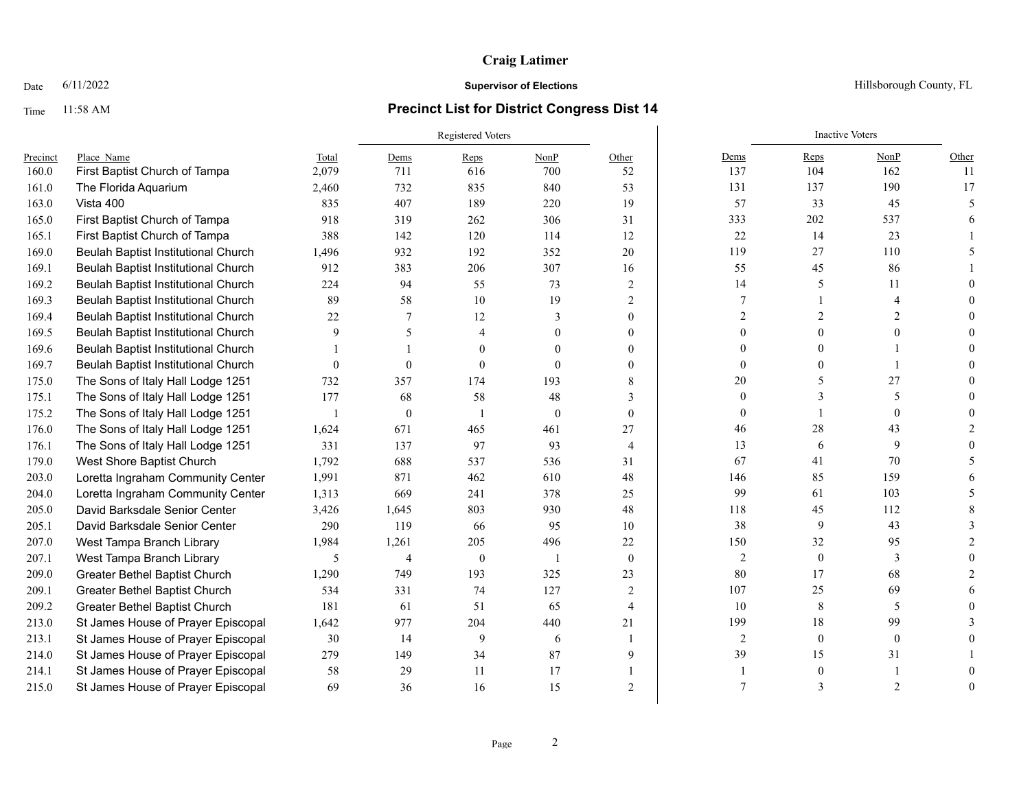**Craig Latimer**

Date 6/11/2022 **Supervisor of Elections** Hillsborough County, FL

Time 11:58 AM

## Precinct List for District Congress Dist 14

| | | | Registered Voters | | | | Inactive Voters | | | |
|---|---|---|---|---|---|---|---|---|---|---|
| Precinct | Place Name | Total | Dems | Reps | NonP | Other | Dems | Reps | NonP | Other |
| 160.0 | First Baptist Church of Tampa | 2,079 | 711 | 616 | 700 | 52 | 137 | 104 | 162 | 11 |
| 161.0 | The Florida Aquarium | 2,460 | 732 | 835 | 840 | 53 | 131 | 137 | 190 | 17 |
| 163.0 | Vista 400 | 835 | 407 | 189 | 220 | 19 | 57 | 33 | 45 | 5 |
| 165.0 | First Baptist Church of Tampa | 918 | 319 | 262 | 306 | 31 | 333 | 202 | 537 | 6 |
| 165.1 | First Baptist Church of Tampa | 388 | 142 | 120 | 114 | 12 | 22 | 14 | 23 | 1 |
| 169.0 | Beulah Baptist Institutional Church | 1,496 | 932 | 192 | 352 | 20 | 119 | 27 | 110 | 5 |
| 169.1 | Beulah Baptist Institutional Church | 912 | 383 | 206 | 307 | 16 | 55 | 45 | 86 | 1 |
| 169.2 | Beulah Baptist Institutional Church | 224 | 94 | 55 | 73 | 2 | 14 | 5 | 11 | 0 |
| 169.3 | Beulah Baptist Institutional Church | 89 | 58 | 10 | 19 | 2 | 7 | 1 | 4 | 0 |
| 169.4 | Beulah Baptist Institutional Church | 22 | 7 | 12 | 3 | 0 | 2 | 2 | 2 | 0 |
| 169.5 | Beulah Baptist Institutional Church | 9 | 5 | 4 | 0 | 0 | 0 | 0 | 0 | 0 |
| 169.6 | Beulah Baptist Institutional Church | 1 | 1 | 0 | 0 | 0 | 0 | 0 | 1 | 0 |
| 169.7 | Beulah Baptist Institutional Church | 0 | 0 | 0 | 0 | 0 | 0 | 0 | 1 | 0 |
| 175.0 | The Sons of Italy Hall Lodge 1251 | 732 | 357 | 174 | 193 | 8 | 20 | 5 | 27 | 0 |
| 175.1 | The Sons of Italy Hall Lodge 1251 | 177 | 68 | 58 | 48 | 3 | 0 | 3 | 5 | 0 |
| 175.2 | The Sons of Italy Hall Lodge 1251 | 1 | 0 | 1 | 0 | 0 | 0 | 1 | 0 | 0 |
| 176.0 | The Sons of Italy Hall Lodge 1251 | 1,624 | 671 | 465 | 461 | 27 | 46 | 28 | 43 | 2 |
| 176.1 | The Sons of Italy Hall Lodge 1251 | 331 | 137 | 97 | 93 | 4 | 13 | 6 | 9 | 0 |
| 179.0 | West Shore Baptist Church | 1,792 | 688 | 537 | 536 | 31 | 67 | 41 | 70 | 5 |
| 203.0 | Loretta Ingraham Community Center | 1,991 | 871 | 462 | 610 | 48 | 146 | 85 | 159 | 6 |
| 204.0 | Loretta Ingraham Community Center | 1,313 | 669 | 241 | 378 | 25 | 99 | 61 | 103 | 5 |
| 205.0 | David Barksdale Senior Center | 3,426 | 1,645 | 803 | 930 | 48 | 118 | 45 | 112 | 8 |
| 205.1 | David Barksdale Senior Center | 290 | 119 | 66 | 95 | 10 | 38 | 9 | 43 | 3 |
| 207.0 | West Tampa Branch Library | 1,984 | 1,261 | 205 | 496 | 22 | 150 | 32 | 95 | 2 |
| 207.1 | West Tampa Branch Library | 5 | 4 | 0 | 1 | 0 | 2 | 0 | 3 | 0 |
| 209.0 | Greater Bethel Baptist Church | 1,290 | 749 | 193 | 325 | 23 | 80 | 17 | 68 | 2 |
| 209.1 | Greater Bethel Baptist Church | 534 | 331 | 74 | 127 | 2 | 107 | 25 | 69 | 6 |
| 209.2 | Greater Bethel Baptist Church | 181 | 61 | 51 | 65 | 4 | 10 | 8 | 5 | 0 |
| 213.0 | St James House of Prayer Episcopal | 1,642 | 977 | 204 | 440 | 21 | 199 | 18 | 99 | 3 |
| 213.1 | St James House of Prayer Episcopal | 30 | 14 | 9 | 6 | 1 | 2 | 0 | 0 | 0 |
| 214.0 | St James House of Prayer Episcopal | 279 | 149 | 34 | 87 | 9 | 39 | 15 | 31 | 1 |
| 214.1 | St James House of Prayer Episcopal | 58 | 29 | 11 | 17 | 1 | 1 | 0 | 1 | 0 |
| 215.0 | St James House of Prayer Episcopal | 69 | 36 | 16 | 15 | 2 | 7 | 3 | 2 | 0 |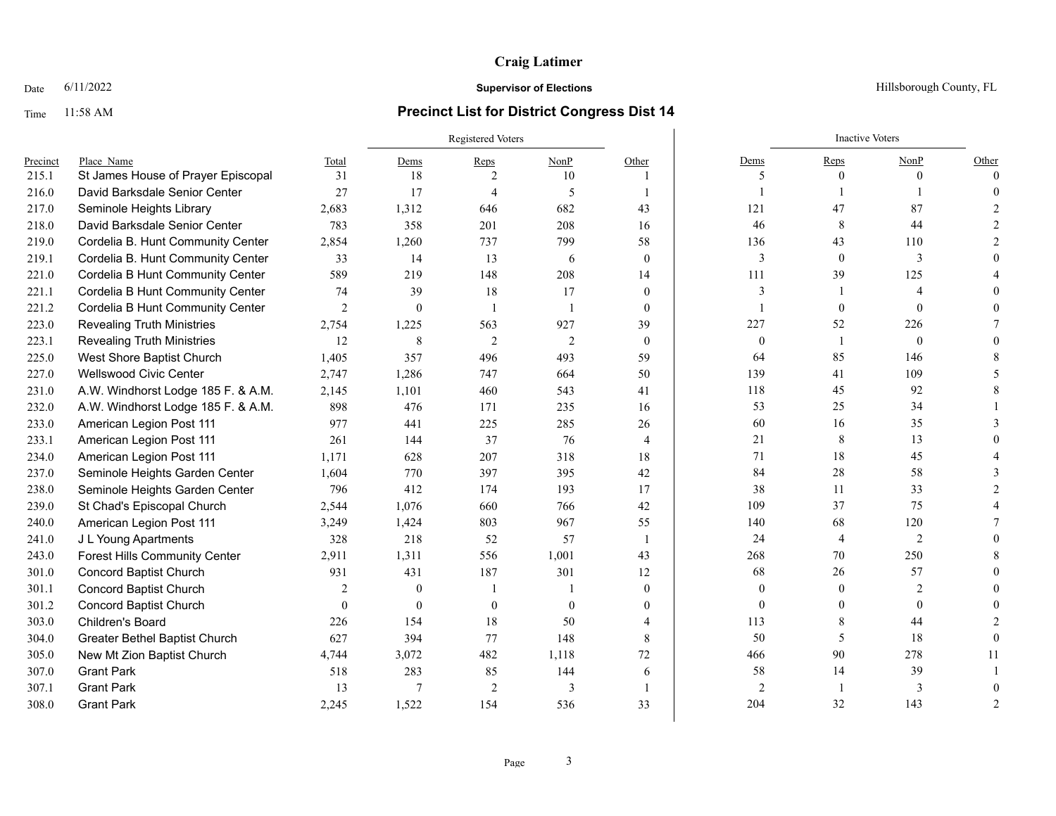# Craig Latimer

Date 6/11/2022 **Supervisor of Elections** Hillsborough County, FL

Time 11:58 AM **Precinct List for District Congress Dist 14**

| | | | Registered Voters | | | | Inactive Voters | | | |
|---|---|---|---|---|---|---|---|---|---|---|
| Precinct | Place_Name | Total | Dems | Reps | NonP | Other | Dems | Reps | NonP | Other |
| 215.1 | St James House of Prayer Episcopal | 31 | 18 | 2 | 10 | 1 | 5 | 0 | 0 | 0 |
| 216.0 | David Barksdale Senior Center | 27 | 17 | 4 | 5 | 1 | 1 | 1 | 1 | 0 |
| 217.0 | Seminole Heights Library | 2,683 | 1,312 | 646 | 682 | 43 | 121 | 47 | 87 | 2 |
| 218.0 | David Barksdale Senior Center | 783 | 358 | 201 | 208 | 16 | 46 | 8 | 44 | 2 |
| 219.0 | Cordelia B. Hunt Community Center | 2,854 | 1,260 | 737 | 799 | 58 | 136 | 43 | 110 | 2 |
| 219.1 | Cordelia B. Hunt Community Center | 33 | 14 | 13 | 6 | 0 | 3 | 0 | 3 | 0 |
| 221.0 | Cordelia B Hunt Community Center | 589 | 219 | 148 | 208 | 14 | 111 | 39 | 125 | 4 |
| 221.1 | Cordelia B Hunt Community Center | 74 | 39 | 18 | 17 | 0 | 3 | 1 | 4 | 0 |
| 221.2 | Cordelia B Hunt Community Center | 2 | 0 | 1 | 1 | 0 | 1 | 0 | 0 | 0 |
| 223.0 | Revealing Truth Ministries | 2,754 | 1,225 | 563 | 927 | 39 | 227 | 52 | 226 | 7 |
| 223.1 | Revealing Truth Ministries | 12 | 8 | 2 | 2 | 0 | 0 | 1 | 0 | 0 |
| 225.0 | West Shore Baptist Church | 1,405 | 357 | 496 | 493 | 59 | 64 | 85 | 146 | 8 |
| 227.0 | Wellswood Civic Center | 2,747 | 1,286 | 747 | 664 | 50 | 139 | 41 | 109 | 5 |
| 231.0 | A.W. Windhorst Lodge 185 F. & A.M. | 2,145 | 1,101 | 460 | 543 | 41 | 118 | 45 | 92 | 8 |
| 232.0 | A.W. Windhorst Lodge 185 F. & A.M. | 898 | 476 | 171 | 235 | 16 | 53 | 25 | 34 | 1 |
| 233.0 | American Legion Post 111 | 977 | 441 | 225 | 285 | 26 | 60 | 16 | 35 | 3 |
| 233.1 | American Legion Post 111 | 261 | 144 | 37 | 76 | 4 | 21 | 8 | 13 | 0 |
| 234.0 | American Legion Post 111 | 1,171 | 628 | 207 | 318 | 18 | 71 | 18 | 45 | 4 |
| 237.0 | Seminole Heights Garden Center | 1,604 | 770 | 397 | 395 | 42 | 84 | 28 | 58 | 3 |
| 238.0 | Seminole Heights Garden Center | 796 | 412 | 174 | 193 | 17 | 38 | 11 | 33 | 2 |
| 239.0 | St Chad's Episcopal Church | 2,544 | 1,076 | 660 | 766 | 42 | 109 | 37 | 75 | 4 |
| 240.0 | American Legion Post 111 | 3,249 | 1,424 | 803 | 967 | 55 | 140 | 68 | 120 | 7 |
| 241.0 | J L Young Apartments | 328 | 218 | 52 | 57 | 1 | 24 | 4 | 2 | 0 |
| 243.0 | Forest Hills Community Center | 2,911 | 1,311 | 556 | 1,001 | 43 | 268 | 70 | 250 | 8 |
| 301.0 | Concord Baptist Church | 931 | 431 | 187 | 301 | 12 | 68 | 26 | 57 | 0 |
| 301.1 | Concord Baptist Church | 2 | 0 | 1 | 1 | 0 | 0 | 0 | 2 | 0 |
| 301.2 | Concord Baptist Church | 0 | 0 | 0 | 0 | 0 | 0 | 0 | 0 | 0 |
| 303.0 | Children's Board | 226 | 154 | 18 | 50 | 4 | 113 | 8 | 44 | 2 |
| 304.0 | Greater Bethel Baptist Church | 627 | 394 | 77 | 148 | 8 | 50 | 5 | 18 | 0 |
| 305.0 | New Mt Zion Baptist Church | 4,744 | 3,072 | 482 | 1,118 | 72 | 466 | 90 | 278 | 11 |
| 307.0 | Grant Park | 518 | 283 | 85 | 144 | 6 | 58 | 14 | 39 | 1 |
| 307.1 | Grant Park | 13 | 7 | 2 | 3 | 1 | 2 | 1 | 3 | 0 |
| 308.0 | Grant Park | 2,245 | 1,522 | 154 | 536 | 33 | 204 | 32 | 143 | 2 |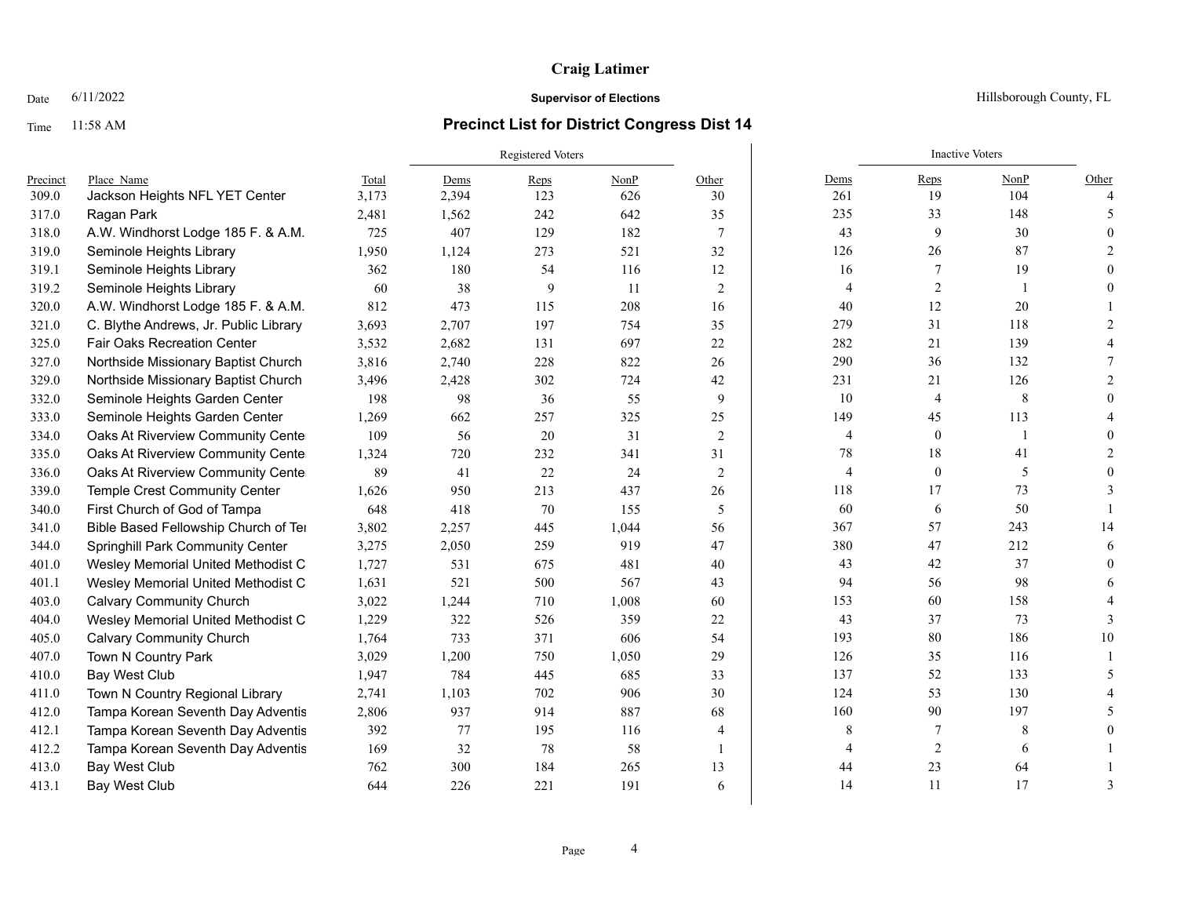**Craig Latimer**

Date 6/11/2022 **Supervisor of Elections** Hillsborough County, FL

Time 11:58 AM **Precinct List for District Congress Dist 14**

| | | | Registered Voters | | | | Inactive Voters | | | |
|---|---|---|---|---|---|---|---|---|---|---|
| Precinct | Place_Name | Total | Dems | Reps | NonP | Other | Dems | Reps | NonP | Other |
| 309.0 | Jackson Heights NFL YET Center | 3,173 | 2,394 | 123 | 626 | 30 | 261 | 19 | 104 | 4 |
| 317.0 | Ragan Park | 2,481 | 1,562 | 242 | 642 | 35 | 235 | 33 | 148 | 5 |
| 318.0 | A.W. Windhorst Lodge 185 F. & A.M. | 725 | 407 | 129 | 182 | 7 | 43 | 9 | 30 | 0 |
| 319.0 | Seminole Heights Library | 1,950 | 1,124 | 273 | 521 | 32 | 126 | 26 | 87 | 2 |
| 319.1 | Seminole Heights Library | 362 | 180 | 54 | 116 | 12 | 16 | 7 | 19 | 0 |
| 319.2 | Seminole Heights Library | 60 | 38 | 9 | 11 | 2 | 4 | 2 | 1 | 0 |
| 320.0 | A.W. Windhorst Lodge 185 F. & A.M. | 812 | 473 | 115 | 208 | 16 | 40 | 12 | 20 | 1 |
| 321.0 | C. Blythe Andrews, Jr. Public Library | 3,693 | 2,707 | 197 | 754 | 35 | 279 | 31 | 118 | 2 |
| 325.0 | Fair Oaks Recreation Center | 3,532 | 2,682 | 131 | 697 | 22 | 282 | 21 | 139 | 4 |
| 327.0 | Northside Missionary Baptist Church | 3,816 | 2,740 | 228 | 822 | 26 | 290 | 36 | 132 | 7 |
| 329.0 | Northside Missionary Baptist Church | 3,496 | 2,428 | 302 | 724 | 42 | 231 | 21 | 126 | 2 |
| 332.0 | Seminole Heights Garden Center | 198 | 98 | 36 | 55 | 9 | 10 | 4 | 8 | 0 |
| 333.0 | Seminole Heights Garden Center | 1,269 | 662 | 257 | 325 | 25 | 149 | 45 | 113 | 4 |
| 334.0 | Oaks At Riverview Community Cente | 109 | 56 | 20 | 31 | 2 | 4 | 0 | 1 | 0 |
| 335.0 | Oaks At Riverview Community Cente | 1,324 | 720 | 232 | 341 | 31 | 78 | 18 | 41 | 2 |
| 336.0 | Oaks At Riverview Community Cente | 89 | 41 | 22 | 24 | 2 | 4 | 0 | 5 | 0 |
| 339.0 | Temple Crest Community Center | 1,626 | 950 | 213 | 437 | 26 | 118 | 17 | 73 | 3 |
| 340.0 | First Church of God of Tampa | 648 | 418 | 70 | 155 | 5 | 60 | 6 | 50 | 1 |
| 341.0 | Bible Based Fellowship Church of Tei | 3,802 | 2,257 | 445 | 1,044 | 56 | 367 | 57 | 243 | 14 |
| 344.0 | Springhill Park Community Center | 3,275 | 2,050 | 259 | 919 | 47 | 380 | 47 | 212 | 6 |
| 401.0 | Wesley Memorial United Methodist C | 1,727 | 531 | 675 | 481 | 40 | 43 | 42 | 37 | 0 |
| 401.1 | Wesley Memorial United Methodist C | 1,631 | 521 | 500 | 567 | 43 | 94 | 56 | 98 | 6 |
| 403.0 | Calvary Community Church | 3,022 | 1,244 | 710 | 1,008 | 60 | 153 | 60 | 158 | 4 |
| 404.0 | Wesley Memorial United Methodist C | 1,229 | 322 | 526 | 359 | 22 | 43 | 37 | 73 | 3 |
| 405.0 | Calvary Community Church | 1,764 | 733 | 371 | 606 | 54 | 193 | 80 | 186 | 10 |
| 407.0 | Town N Country Park | 3,029 | 1,200 | 750 | 1,050 | 29 | 126 | 35 | 116 | 1 |
| 410.0 | Bay West Club | 1,947 | 784 | 445 | 685 | 33 | 137 | 52 | 133 | 5 |
| 411.0 | Town N Country Regional Library | 2,741 | 1,103 | 702 | 906 | 30 | 124 | 53 | 130 | 4 |
| 412.0 | Tampa Korean Seventh Day Adventis | 2,806 | 937 | 914 | 887 | 68 | 160 | 90 | 197 | 5 |
| 412.1 | Tampa Korean Seventh Day Adventis | 392 | 77 | 195 | 116 | 4 | 8 | 7 | 8 | 0 |
| 412.2 | Tampa Korean Seventh Day Adventis | 169 | 32 | 78 | 58 | 1 | 4 | 2 | 6 | 1 |
| 413.0 | Bay West Club | 762 | 300 | 184 | 265 | 13 | 44 | 23 | 64 | 1 |
| 413.1 | Bay West Club | 644 | 226 | 221 | 191 | 6 | 14 | 11 | 17 | 3 |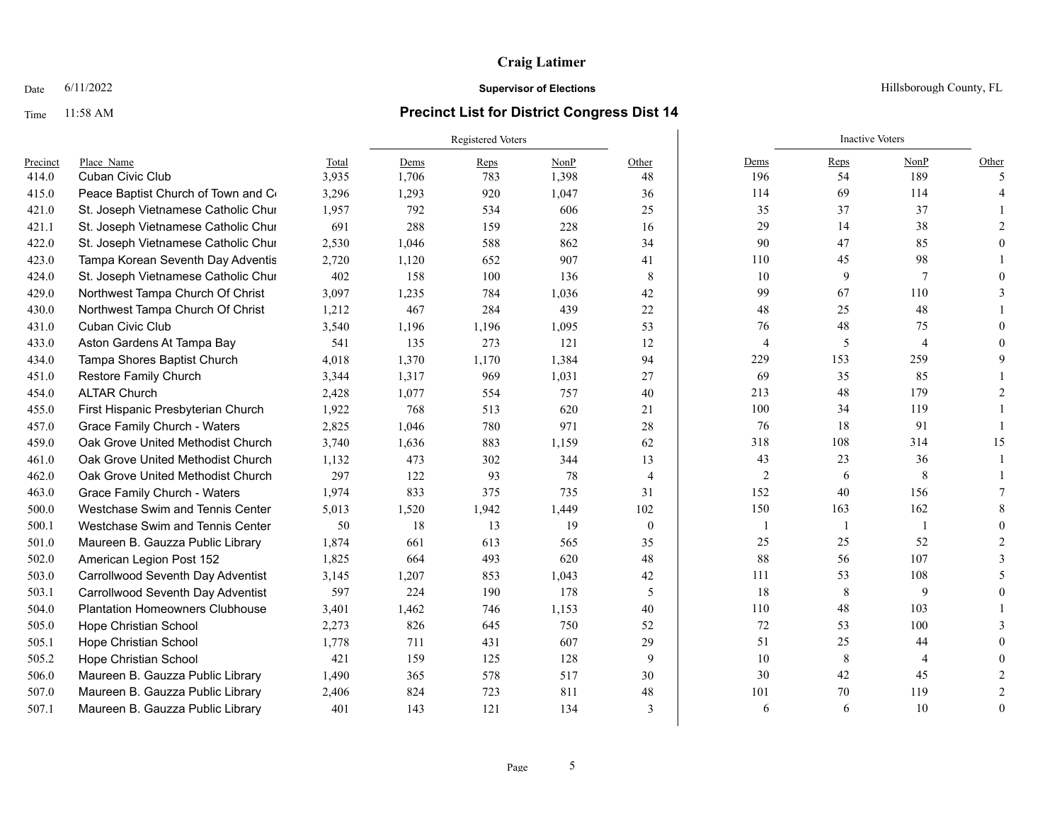**Craig Latimer**

Date 6/11/2022 — **Supervisor of Elections** — Hillsborough County, FL

Time 11:58 AM — **Precinct List for District Congress Dist 14**

| Precinct | Place_Name | Total | Registered Voters | | | | Inactive Voters | | | |
|---|---|---|---|---|---|---|---|---|---|---|
| | | | Dems | Reps | NonP | Other | Dems | Reps | NonP | Other |
| 414.0 | Cuban Civic Club | 3,935 | 1,706 | 783 | 1,398 | 48 | 196 | 54 | 189 | 5 |
| 415.0 | Peace Baptist Church of Town and C | 3,296 | 1,293 | 920 | 1,047 | 36 | 114 | 69 | 114 | 4 |
| 421.0 | St. Joseph Vietnamese Catholic Chur | 1,957 | 792 | 534 | 606 | 25 | 35 | 37 | 37 | 1 |
| 421.1 | St. Joseph Vietnamese Catholic Chur | 691 | 288 | 159 | 228 | 16 | 29 | 14 | 38 | 2 |
| 422.0 | St. Joseph Vietnamese Catholic Chur | 2,530 | 1,046 | 588 | 862 | 34 | 90 | 47 | 85 | 0 |
| 423.0 | Tampa Korean Seventh Day Adventis | 2,720 | 1,120 | 652 | 907 | 41 | 110 | 45 | 98 | 1 |
| 424.0 | St. Joseph Vietnamese Catholic Chur | 402 | 158 | 100 | 136 | 8 | 10 | 9 | 7 | 0 |
| 429.0 | Northwest Tampa Church Of Christ | 3,097 | 1,235 | 784 | 1,036 | 42 | 99 | 67 | 110 | 3 |
| 430.0 | Northwest Tampa Church Of Christ | 1,212 | 467 | 284 | 439 | 22 | 48 | 25 | 48 | 1 |
| 431.0 | Cuban Civic Club | 3,540 | 1,196 | 1,196 | 1,095 | 53 | 76 | 48 | 75 | 0 |
| 433.0 | Aston Gardens At Tampa Bay | 541 | 135 | 273 | 121 | 12 | 4 | 5 | 4 | 0 |
| 434.0 | Tampa Shores Baptist Church | 4,018 | 1,370 | 1,170 | 1,384 | 94 | 229 | 153 | 259 | 9 |
| 451.0 | Restore Family Church | 3,344 | 1,317 | 969 | 1,031 | 27 | 69 | 35 | 85 | 1 |
| 454.0 | ALTAR Church | 2,428 | 1,077 | 554 | 757 | 40 | 213 | 48 | 179 | 2 |
| 455.0 | First Hispanic Presbyterian Church | 1,922 | 768 | 513 | 620 | 21 | 100 | 34 | 119 | 1 |
| 457.0 | Grace Family Church - Waters | 2,825 | 1,046 | 780 | 971 | 28 | 76 | 18 | 91 | 1 |
| 459.0 | Oak Grove United Methodist Church | 3,740 | 1,636 | 883 | 1,159 | 62 | 318 | 108 | 314 | 15 |
| 461.0 | Oak Grove United Methodist Church | 1,132 | 473 | 302 | 344 | 13 | 43 | 23 | 36 | 1 |
| 462.0 | Oak Grove United Methodist Church | 297 | 122 | 93 | 78 | 4 | 2 | 6 | 8 | 1 |
| 463.0 | Grace Family Church - Waters | 1,974 | 833 | 375 | 735 | 31 | 152 | 40 | 156 | 7 |
| 500.0 | Westchase Swim and Tennis Center | 5,013 | 1,520 | 1,942 | 1,449 | 102 | 150 | 163 | 162 | 8 |
| 500.1 | Westchase Swim and Tennis Center | 50 | 18 | 13 | 19 | 0 | 1 | 1 | 1 | 0 |
| 501.0 | Maureen B. Gauzza Public Library | 1,874 | 661 | 613 | 565 | 35 | 25 | 25 | 52 | 2 |
| 502.0 | American Legion Post 152 | 1,825 | 664 | 493 | 620 | 48 | 88 | 56 | 107 | 3 |
| 503.0 | Carrollwood Seventh Day Adventist | 3,145 | 1,207 | 853 | 1,043 | 42 | 111 | 53 | 108 | 5 |
| 503.1 | Carrollwood Seventh Day Adventist | 597 | 224 | 190 | 178 | 5 | 18 | 8 | 9 | 0 |
| 504.0 | Plantation Homeowners Clubhouse | 3,401 | 1,462 | 746 | 1,153 | 40 | 110 | 48 | 103 | 1 |
| 505.0 | Hope Christian School | 2,273 | 826 | 645 | 750 | 52 | 72 | 53 | 100 | 3 |
| 505.1 | Hope Christian School | 1,778 | 711 | 431 | 607 | 29 | 51 | 25 | 44 | 0 |
| 505.2 | Hope Christian School | 421 | 159 | 125 | 128 | 9 | 10 | 8 | 4 | 0 |
| 506.0 | Maureen B. Gauzza Public Library | 1,490 | 365 | 578 | 517 | 30 | 30 | 42 | 45 | 2 |
| 507.0 | Maureen B. Gauzza Public Library | 2,406 | 824 | 723 | 811 | 48 | 101 | 70 | 119 | 2 |
| 507.1 | Maureen B. Gauzza Public Library | 401 | 143 | 121 | 134 | 3 | 6 | 6 | 10 | 0 |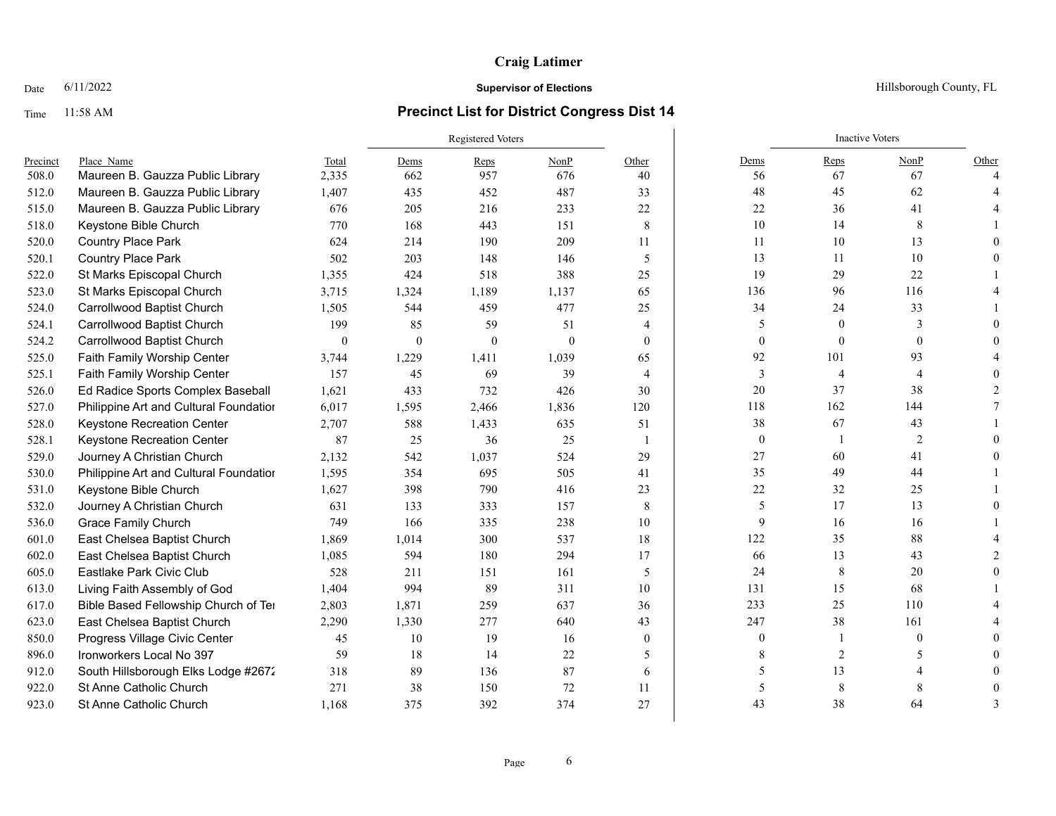# Craig Latimer

Date 6/11/2022 **Supervisor of Elections** Hillsborough County, FL

Time 11:58 AM **Precinct List for District Congress Dist 14**

| | | | Registered Voters | | | | Inactive Voters | | | |
|---|---|---|---|---|---|---|---|---|---|---|
| Precinct | Place Name | Total | Dems | Reps | NonP | Other | Dems | Reps | NonP | Other |
| 508.0 | Maureen B. Gauzza Public Library | 2,335 | 662 | 957 | 676 | 40 | 56 | 67 | 67 | 4 |
| 512.0 | Maureen B. Gauzza Public Library | 1,407 | 435 | 452 | 487 | 33 | 48 | 45 | 62 | 4 |
| 515.0 | Maureen B. Gauzza Public Library | 676 | 205 | 216 | 233 | 22 | 22 | 36 | 41 | 4 |
| 518.0 | Keystone Bible Church | 770 | 168 | 443 | 151 | 8 | 10 | 14 | 8 | 1 |
| 520.0 | Country Place Park | 624 | 214 | 190 | 209 | 11 | 11 | 10 | 13 | 0 |
| 520.1 | Country Place Park | 502 | 203 | 148 | 146 | 5 | 13 | 11 | 10 | 0 |
| 522.0 | St Marks Episcopal Church | 1,355 | 424 | 518 | 388 | 25 | 19 | 29 | 22 | 1 |
| 523.0 | St Marks Episcopal Church | 3,715 | 1,324 | 1,189 | 1,137 | 65 | 136 | 96 | 116 | 4 |
| 524.0 | Carrollwood Baptist Church | 1,505 | 544 | 459 | 477 | 25 | 34 | 24 | 33 | 1 |
| 524.1 | Carrollwood Baptist Church | 199 | 85 | 59 | 51 | 4 | 5 | 0 | 3 | 0 |
| 524.2 | Carrollwood Baptist Church | 0 | 0 | 0 | 0 | 0 | 0 | 0 | 0 | 0 |
| 525.0 | Faith Family Worship Center | 3,744 | 1,229 | 1,411 | 1,039 | 65 | 92 | 101 | 93 | 4 |
| 525.1 | Faith Family Worship Center | 157 | 45 | 69 | 39 | 4 | 3 | 4 | 4 | 0 |
| 526.0 | Ed Radice Sports Complex Baseball | 1,621 | 433 | 732 | 426 | 30 | 20 | 37 | 38 | 2 |
| 527.0 | Philippine Art and Cultural Foundation | 6,017 | 1,595 | 2,466 | 1,836 | 120 | 118 | 162 | 144 | 7 |
| 528.0 | Keystone Recreation Center | 2,707 | 588 | 1,433 | 635 | 51 | 38 | 67 | 43 | 1 |
| 528.1 | Keystone Recreation Center | 87 | 25 | 36 | 25 | 1 | 0 | 1 | 2 | 0 |
| 529.0 | Journey A Christian Church | 2,132 | 542 | 1,037 | 524 | 29 | 27 | 60 | 41 | 0 |
| 530.0 | Philippine Art and Cultural Foundation | 1,595 | 354 | 695 | 505 | 41 | 35 | 49 | 44 | 1 |
| 531.0 | Keystone Bible Church | 1,627 | 398 | 790 | 416 | 23 | 22 | 32 | 25 | 1 |
| 532.0 | Journey A Christian Church | 631 | 133 | 333 | 157 | 8 | 5 | 17 | 13 | 0 |
| 536.0 | Grace Family Church | 749 | 166 | 335 | 238 | 10 | 9 | 16 | 16 | 1 |
| 601.0 | East Chelsea Baptist Church | 1,869 | 1,014 | 300 | 537 | 18 | 122 | 35 | 88 | 4 |
| 602.0 | East Chelsea Baptist Church | 1,085 | 594 | 180 | 294 | 17 | 66 | 13 | 43 | 2 |
| 605.0 | Eastlake Park Civic Club | 528 | 211 | 151 | 161 | 5 | 24 | 8 | 20 | 0 |
| 613.0 | Living Faith Assembly of God | 1,404 | 994 | 89 | 311 | 10 | 131 | 15 | 68 | 1 |
| 617.0 | Bible Based Fellowship Church of Ter | 2,803 | 1,871 | 259 | 637 | 36 | 233 | 25 | 110 | 4 |
| 623.0 | East Chelsea Baptist Church | 2,290 | 1,330 | 277 | 640 | 43 | 247 | 38 | 161 | 4 |
| 850.0 | Progress Village Civic Center | 45 | 10 | 19 | 16 | 0 | 0 | 1 | 0 | 0 |
| 896.0 | Ironworkers Local No 397 | 59 | 18 | 14 | 22 | 5 | 8 | 2 | 5 | 0 |
| 912.0 | South Hillsborough Elks Lodge #2672 | 318 | 89 | 136 | 87 | 6 | 5 | 13 | 4 | 0 |
| 922.0 | St Anne Catholic Church | 271 | 38 | 150 | 72 | 11 | 5 | 8 | 8 | 0 |
| 923.0 | St Anne Catholic Church | 1,168 | 375 | 392 | 374 | 27 | 43 | 38 | 64 | 3 |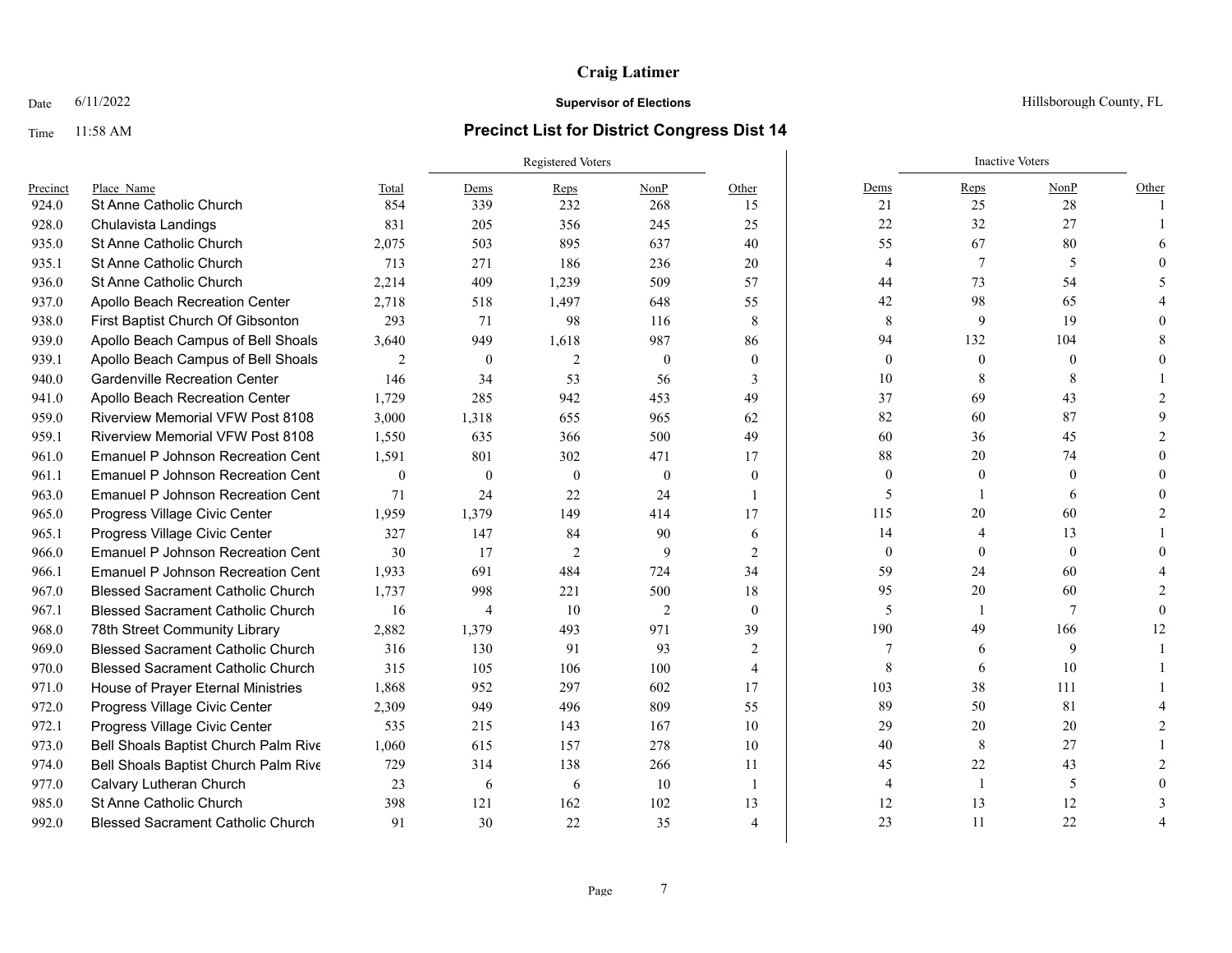**Craig Latimer**

Date 6/11/2022 **Supervisor of Elections** Hillsborough County, FL

Time 11:58 AM **Precinct List for District Congress Dist 14**

| | | | Registered Voters | | | | Inactive Voters | | | |
|---|---|---|---|---|---|---|---|---|---|---|
| Precinct | Place Name | Total | Dems | Reps | NonP | Other | Dems | Reps | NonP | Other |
| 924.0 | St Anne Catholic Church | 854 | 339 | 232 | 268 | 15 | 21 | 25 | 28 | 1 |
| 928.0 | Chulavista Landings | 831 | 205 | 356 | 245 | 25 | 22 | 32 | 27 | 1 |
| 935.0 | St Anne Catholic Church | 2,075 | 503 | 895 | 637 | 40 | 55 | 67 | 80 | 6 |
| 935.1 | St Anne Catholic Church | 713 | 271 | 186 | 236 | 20 | 4 | 7 | 5 | 0 |
| 936.0 | St Anne Catholic Church | 2,214 | 409 | 1,239 | 509 | 57 | 44 | 73 | 54 | 5 |
| 937.0 | Apollo Beach Recreation Center | 2,718 | 518 | 1,497 | 648 | 55 | 42 | 98 | 65 | 4 |
| 938.0 | First Baptist Church Of Gibsonton | 293 | 71 | 98 | 116 | 8 | 8 | 9 | 19 | 0 |
| 939.0 | Apollo Beach Campus of Bell Shoals | 3,640 | 949 | 1,618 | 987 | 86 | 94 | 132 | 104 | 8 |
| 939.1 | Apollo Beach Campus of Bell Shoals | 2 | 0 | 2 | 0 | 0 | 0 | 0 | 0 | 0 |
| 940.0 | Gardenville Recreation Center | 146 | 34 | 53 | 56 | 3 | 10 | 8 | 8 | 1 |
| 941.0 | Apollo Beach Recreation Center | 1,729 | 285 | 942 | 453 | 49 | 37 | 69 | 43 | 2 |
| 959.0 | Riverview Memorial VFW Post 8108 | 3,000 | 1,318 | 655 | 965 | 62 | 82 | 60 | 87 | 9 |
| 959.1 | Riverview Memorial VFW Post 8108 | 1,550 | 635 | 366 | 500 | 49 | 60 | 36 | 45 | 2 |
| 961.0 | Emanuel P Johnson Recreation Cent | 1,591 | 801 | 302 | 471 | 17 | 88 | 20 | 74 | 0 |
| 961.1 | Emanuel P Johnson Recreation Cent | 0 | 0 | 0 | 0 | 0 | 0 | 0 | 0 | 0 |
| 963.0 | Emanuel P Johnson Recreation Cent | 71 | 24 | 22 | 24 | 1 | 5 | 1 | 6 | 0 |
| 965.0 | Progress Village Civic Center | 1,959 | 1,379 | 149 | 414 | 17 | 115 | 20 | 60 | 2 |
| 965.1 | Progress Village Civic Center | 327 | 147 | 84 | 90 | 6 | 14 | 4 | 13 | 1 |
| 966.0 | Emanuel P Johnson Recreation Cent | 30 | 17 | 2 | 9 | 2 | 0 | 0 | 0 | 0 |
| 966.1 | Emanuel P Johnson Recreation Cent | 1,933 | 691 | 484 | 724 | 34 | 59 | 24 | 60 | 4 |
| 967.0 | Blessed Sacrament Catholic Church | 1,737 | 998 | 221 | 500 | 18 | 95 | 20 | 60 | 2 |
| 967.1 | Blessed Sacrament Catholic Church | 16 | 4 | 10 | 2 | 0 | 5 | 1 | 7 | 0 |
| 968.0 | 78th Street Community Library | 2,882 | 1,379 | 493 | 971 | 39 | 190 | 49 | 166 | 12 |
| 969.0 | Blessed Sacrament Catholic Church | 316 | 130 | 91 | 93 | 2 | 7 | 6 | 9 | 1 |
| 970.0 | Blessed Sacrament Catholic Church | 315 | 105 | 106 | 100 | 4 | 8 | 6 | 10 | 1 |
| 971.0 | House of Prayer Eternal Ministries | 1,868 | 952 | 297 | 602 | 17 | 103 | 38 | 111 | 1 |
| 972.0 | Progress Village Civic Center | 2,309 | 949 | 496 | 809 | 55 | 89 | 50 | 81 | 4 |
| 972.1 | Progress Village Civic Center | 535 | 215 | 143 | 167 | 10 | 29 | 20 | 20 | 2 |
| 973.0 | Bell Shoals Baptist Church Palm Rive | 1,060 | 615 | 157 | 278 | 10 | 40 | 8 | 27 | 1 |
| 974.0 | Bell Shoals Baptist Church Palm Rive | 729 | 314 | 138 | 266 | 11 | 45 | 22 | 43 | 2 |
| 977.0 | Calvary Lutheran Church | 23 | 6 | 6 | 10 | 1 | 4 | 1 | 5 | 0 |
| 985.0 | St Anne Catholic Church | 398 | 121 | 162 | 102 | 13 | 12 | 13 | 12 | 3 |
| 992.0 | Blessed Sacrament Catholic Church | 91 | 30 | 22 | 35 | 4 | 23 | 11 | 22 | 4 |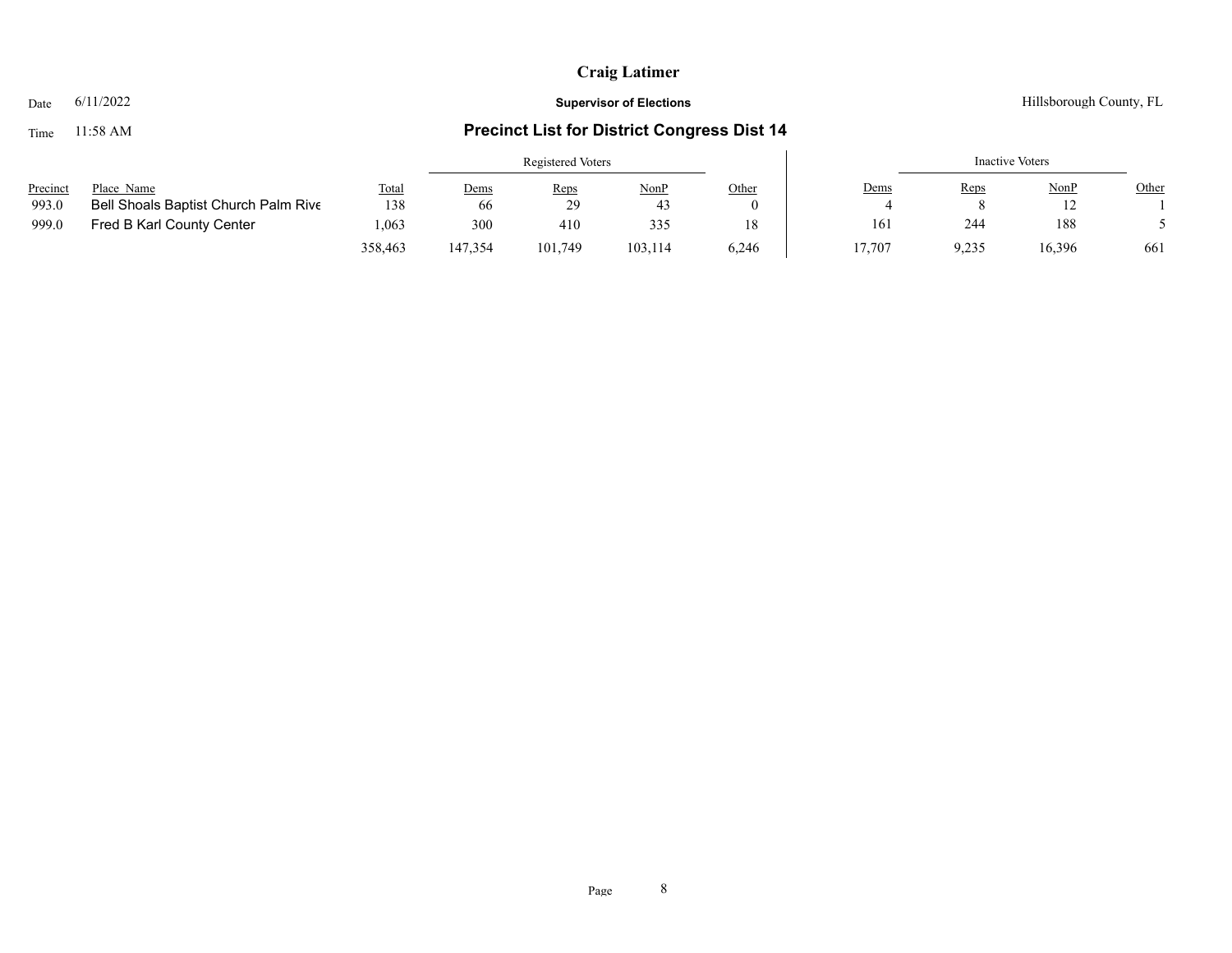**Craig Latimer**

**Supervisor of Elections**

Hillsborough County, FL

Date 6/11/2022

Time 11:58 AM

## Precinct List for District Congress Dist 14

| Precinct | Place_Name | Total | Registered Voters Dems | Reps | NonP | Other | Inactive Voters Dems | Reps | NonP | Other |
|---|---|---|---|---|---|---|---|---|---|---|
| 993.0 | Bell Shoals Baptist Church Palm Rive | 138 | 66 | 29 | 43 | 0 | 4 | 8 | 12 | 1 |
| 999.0 | Fred B Karl County Center | 1,063 | 300 | 410 | 335 | 18 | 161 | 244 | 188 | 5 |
| | | 358,463 | 147,354 | 101,749 | 103,114 | 6,246 | 17,707 | 9,235 | 16,396 | 661 |